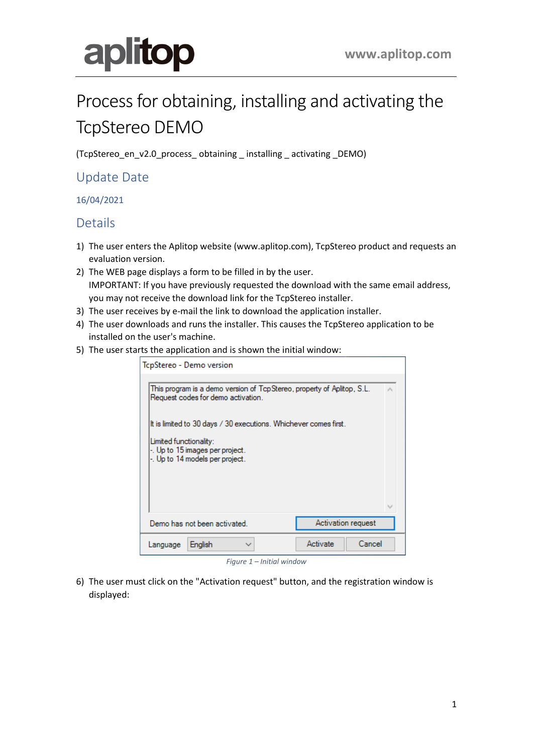# Process for obtaining, installing and activating the TcpStereo DEMO

(TcpStereo_en_v2.0_process_ obtaining _ installing _ activating _DEMO)

## Update Date

16/04/2021

## Details

1) The user enters the Aplitop website (www.aplitop.com), TcpStereo product and requests an evaluation version.
2) The WEB page displays a form to be filled in by the user.
   IMPORTANT: If you have previously requested the download with the same email address, you may not receive the download link for the TcpStereo installer.
3) The user receives by e-mail the link to download the application installer.
4) The user downloads and runs the installer. This causes the TcpStereo application to be installed on the user's machine.
5) The user starts the application and is shown the initial window:

*Figure 1 – Initial window*

6) The user must click on the "Activation request" button, and the registration window is displayed: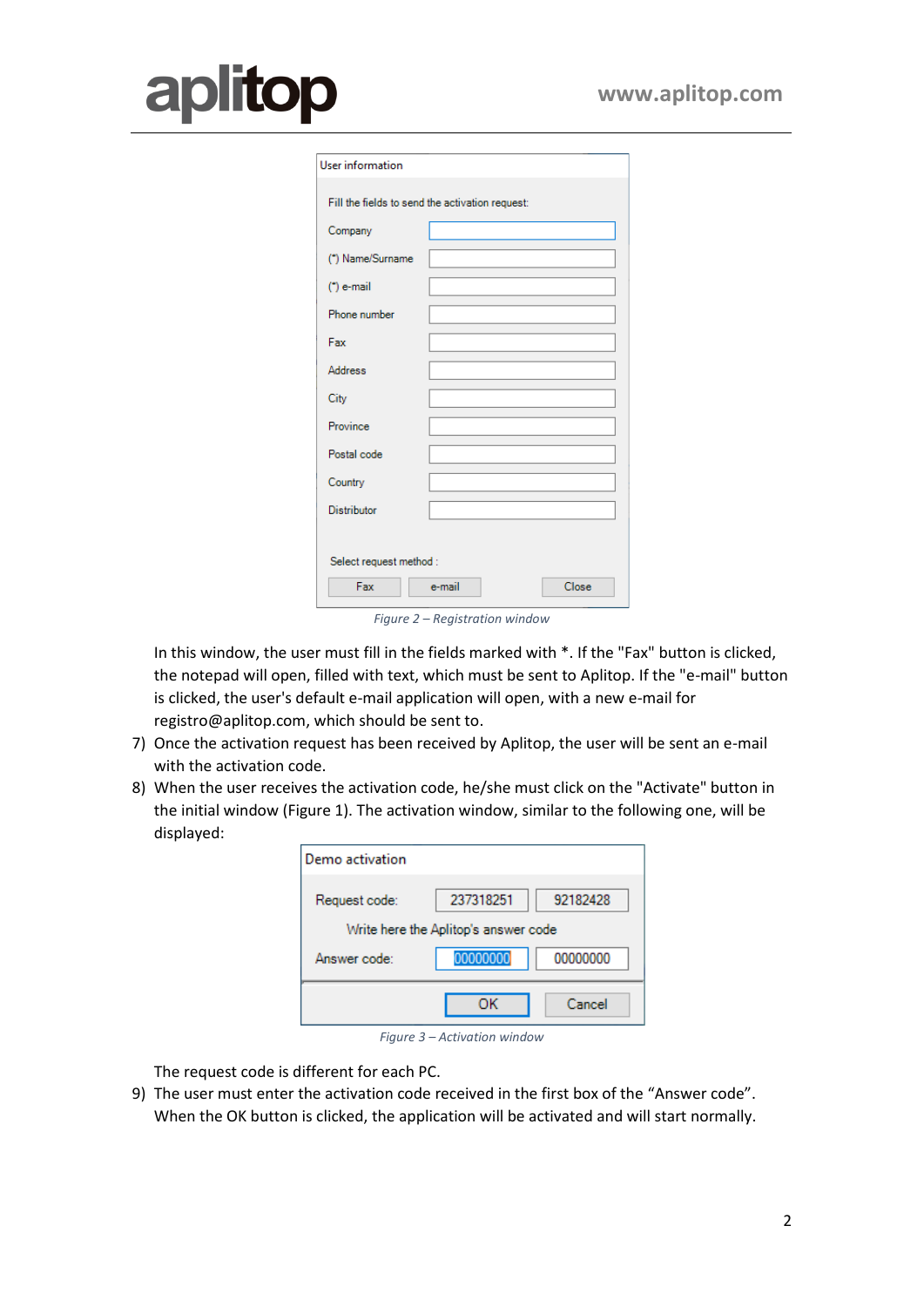Figure 2 – Registration window

In this window, the user must fill in the fields marked with *. If the "Fax" button is clicked, the notepad will open, filled with text, which must be sent to Aplitop. If the "e-mail" button is clicked, the user's default e-mail application will open, with a new e-mail for registro@aplitop.com, which should be sent to.

7) Once the activation request has been received by Aplitop, the user will be sent an e-mail with the activation code.
8) When the user receives the activation code, he/she must click on the "Activate" button in the initial window (Figure 1). The activation window, similar to the following one, will be displayed:

Figure 3 – Activation window

The request code is different for each PC.

9) The user must enter the activation code received in the first box of the “Answer code”. When the OK button is clicked, the application will be activated and will start normally.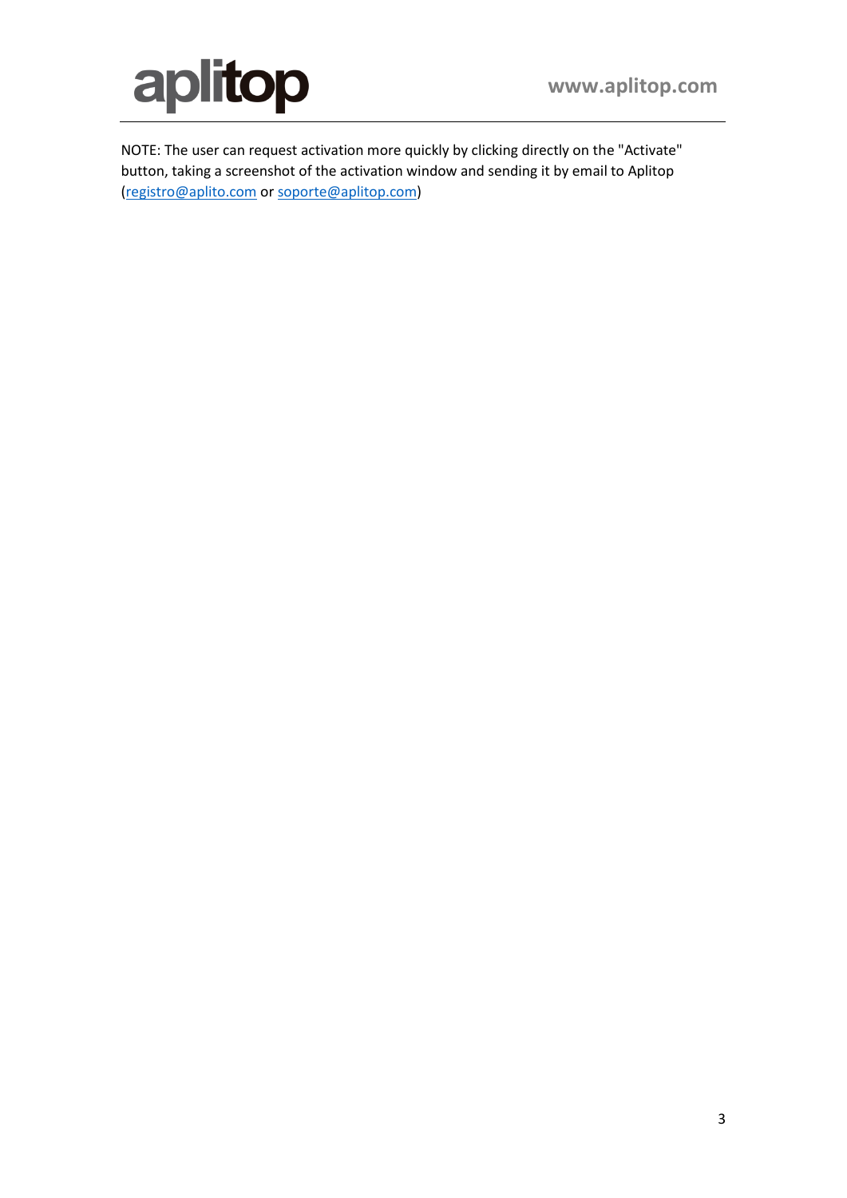NOTE: The user can request activation more quickly by clicking directly on the "Activate" button, taking a screenshot of the activation window and sending it by email to Aplitop (registro@aplito.com or soporte@aplitop.com)